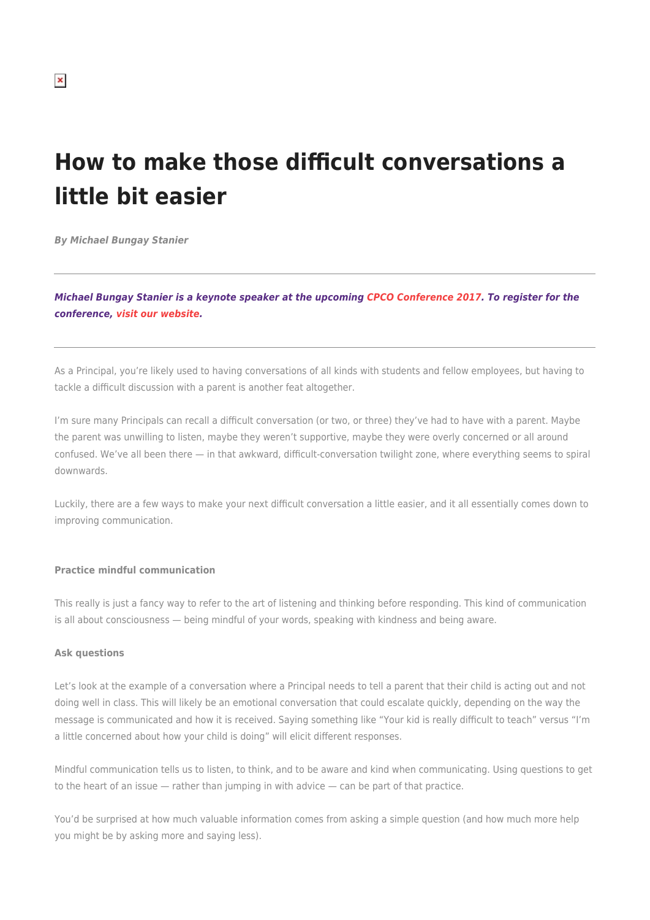# How to make those difficult conversations a little bit easier

***By Michael Bungay Stanier***

---

***Michael Bungay Stanier is a keynote speaker at the upcoming CPCO Conference 2017. To register for the conference, visit our website.***

---

As a Principal, you're likely used to having conversations of all kinds with students and fellow employees, but having to tackle a difficult discussion with a parent is another feat altogether.

I'm sure many Principals can recall a difficult conversation (or two, or three) they've had to have with a parent. Maybe the parent was unwilling to listen, maybe they weren't supportive, maybe they were overly concerned or all around confused. We've all been there — in that awkward, difficult-conversation twilight zone, where everything seems to spiral downwards.

Luckily, there are a few ways to make your next difficult conversation a little easier, and it all essentially comes down to improving communication.

**Practice mindful communication**

This really is just a fancy way to refer to the art of listening and thinking before responding. This kind of communication is all about consciousness — being mindful of your words, speaking with kindness and being aware.

**Ask questions**

Let's look at the example of a conversation where a Principal needs to tell a parent that their child is acting out and not doing well in class. This will likely be an emotional conversation that could escalate quickly, depending on the way the message is communicated and how it is received. Saying something like "Your kid is really difficult to teach" versus "I'm a little concerned about how your child is doing" will elicit different responses.

Mindful communication tells us to listen, to think, and to be aware and kind when communicating. Using questions to get to the heart of an issue — rather than jumping in with advice — can be part of that practice.

You'd be surprised at how much valuable information comes from asking a simple question (and how much more help you might be by asking more and saying less).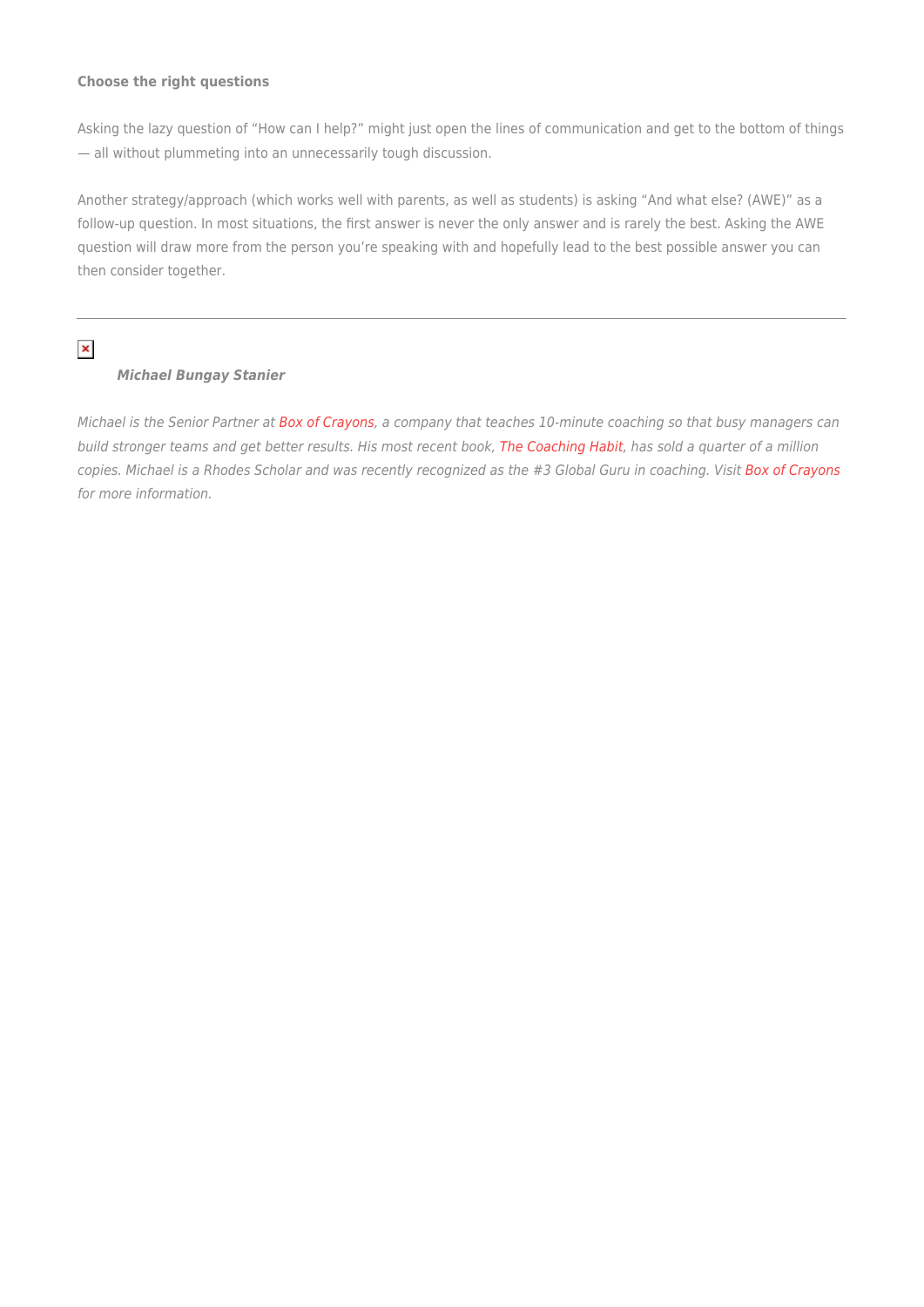**Choose the right questions**

Asking the lazy question of “How can I help?” might just open the lines of communication and get to the bottom of things — all without plummeting into an unnecessarily tough discussion.

Another strategy/approach (which works well with parents, as well as students) is asking “And what else? (AWE)” as a follow-up question. In most situations, the first answer is never the only answer and is rarely the best. Asking the AWE question will draw more from the person you’re speaking with and hopefully lead to the best possible answer you can then consider together.

---

***Michael Bungay Stanier***

*Michael is the Senior Partner at Box of Crayons, a company that teaches 10-minute coaching so that busy managers can build stronger teams and get better results. His most recent book, The Coaching Habit, has sold a quarter of a million copies. Michael is a Rhodes Scholar and was recently recognized as the #3 Global Guru in coaching. Visit Box of Crayons for more information.*